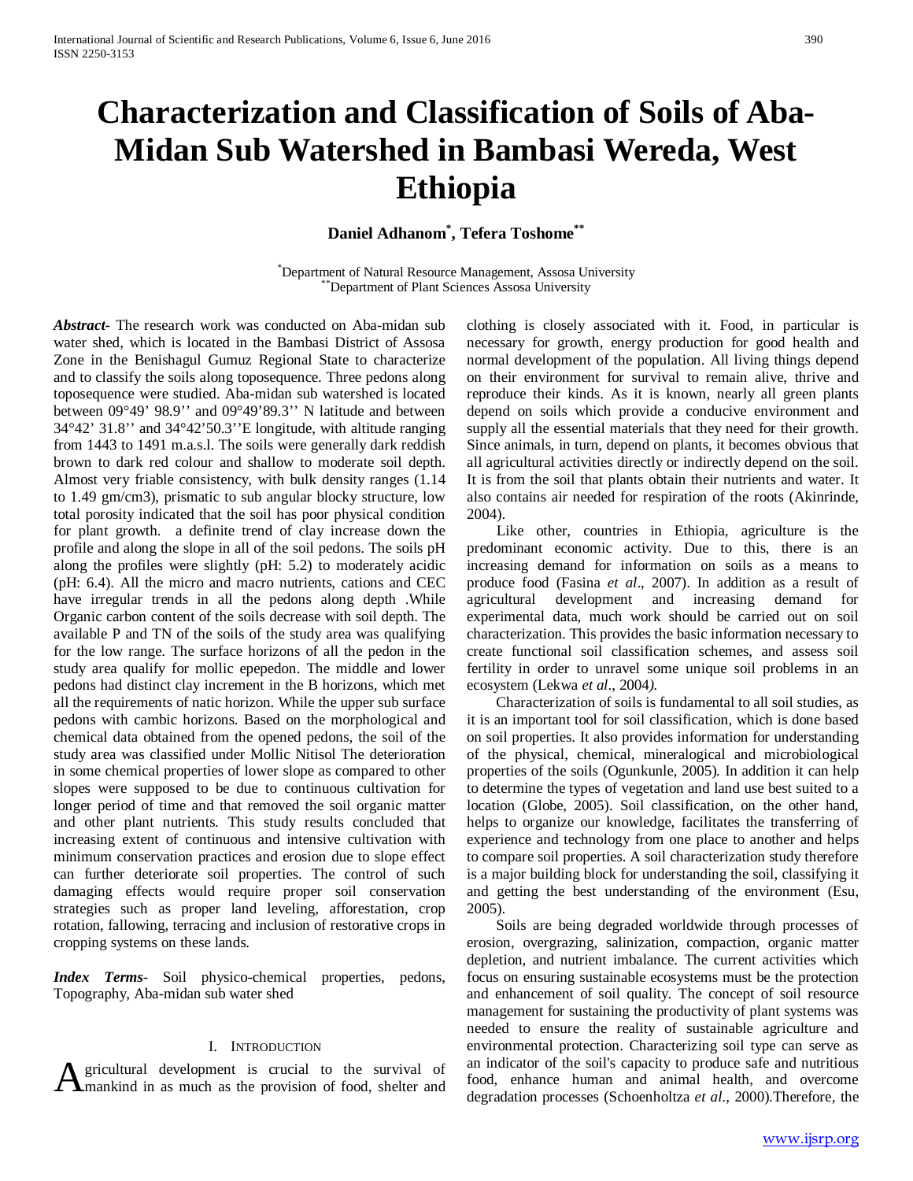# Characterization and Classification of Soils of Aba-Midan Sub Watershed in Bambasi Wereda, West Ethiopia

**Daniel Adhanom[*], Tefera Toshome[**]**

[*]Department of Natural Resource Management, Assosa University
[**]Department of Plant Sciences Assosa University

***Abstract-*** The research work was conducted on Aba-midan sub water shed, which is located in the Bambasi District of Assosa Zone in the Benishagul Gumuz Regional State to characterize and to classify the soils along toposequence. Three pedons along toposequence were studied. Aba-midan sub watershed is located between 09°49' 98.9'' and 09°49'89.3'' N latitude and between 34°42' 31.8'' and 34°42'50.3''E longitude, with altitude ranging from 1443 to 1491 m.a.s.l. The soils were generally dark reddish brown to dark red colour and shallow to moderate soil depth. Almost very friable consistency, with bulk density ranges (1.14 to 1.49 gm/cm3), prismatic to sub angular blocky structure, low total porosity indicated that the soil has poor physical condition for plant growth. a definite trend of clay increase down the profile and along the slope in all of the soil pedons. The soils pH along the profiles were slightly (pH: 5.2) to moderately acidic (pH: 6.4). All the micro and macro nutrients, cations and CEC have irregular trends in all the pedons along depth .While Organic carbon content of the soils decrease with soil depth. The available P and TN of the soils of the study area was qualifying for the low range. The surface horizons of all the pedon in the study area qualify for mollic epepedon. The middle and lower pedons had distinct clay increment in the B horizons, which met all the requirements of natic horizon. While the upper sub surface pedons with cambic horizons. Based on the morphological and chemical data obtained from the opened pedons, the soil of the study area was classified under Mollic Nitisol The deterioration in some chemical properties of lower slope as compared to other slopes were supposed to be due to continuous cultivation for longer period of time and that removed the soil organic matter and other plant nutrients. This study results concluded that increasing extent of continuous and intensive cultivation with minimum conservation practices and erosion due to slope effect can further deteriorate soil properties. The control of such damaging effects would require proper soil conservation strategies such as proper land leveling, afforestation, crop rotation, fallowing, terracing and inclusion of restorative crops in cropping systems on these lands.

***Index Terms***- Soil physico-chemical properties, pedons, Topography, Aba-midan sub water shed

## I. Introduction

Agricultural development is crucial to the survival of mankind in as much as the provision of food, shelter and clothing is closely associated with it. Food, in particular is necessary for growth, energy production for good health and normal development of the population. All living things depend on their environment for survival to remain alive, thrive and reproduce their kinds. As it is known, nearly all green plants depend on soils which provide a conducive environment and supply all the essential materials that they need for their growth. Since animals, in turn, depend on plants, it becomes obvious that all agricultural activities directly or indirectly depend on the soil. It is from the soil that plants obtain their nutrients and water. It also contains air needed for respiration of the roots (Akinrinde, 2004).

Like other, countries in Ethiopia, agriculture is the predominant economic activity. Due to this, there is an increasing demand for information on soils as a means to produce food (Fasina *et al*., 2007). In addition as a result of agricultural development and increasing demand for experimental data, much work should be carried out on soil characterization. This provides the basic information necessary to create functional soil classification schemes, and assess soil fertility in order to unravel some unique soil problems in an ecosystem (Lekwa *et al*., 2004*)*.

Characterization of soils is fundamental to all soil studies, as it is an important tool for soil classification, which is done based on soil properties. It also provides information for understanding of the physical, chemical, mineralogical and microbiological properties of the soils (Ogunkunle, 2005)*.* In addition it can help to determine the types of vegetation and land use best suited to a location (Globe, 2005). Soil classification, on the other hand, helps to organize our knowledge, facilitates the transferring of experience and technology from one place to another and helps to compare soil properties. A soil characterization study therefore is a major building block for understanding the soil, classifying it and getting the best understanding of the environment (Esu, 2005).

Soils are being degraded worldwide through processes of erosion, overgrazing, salinization, compaction, organic matter depletion, and nutrient imbalance. The current activities which focus on ensuring sustainable ecosystems must be the protection and enhancement of soil quality. The concept of soil resource management for sustaining the productivity of plant systems was needed to ensure the reality of sustainable agriculture and environmental protection. Characterizing soil type can serve as an indicator of the soil's capacity to produce safe and nutritious food, enhance human and animal health, and overcome degradation processes (Schoenholtza *et al*., 2000).Therefore, the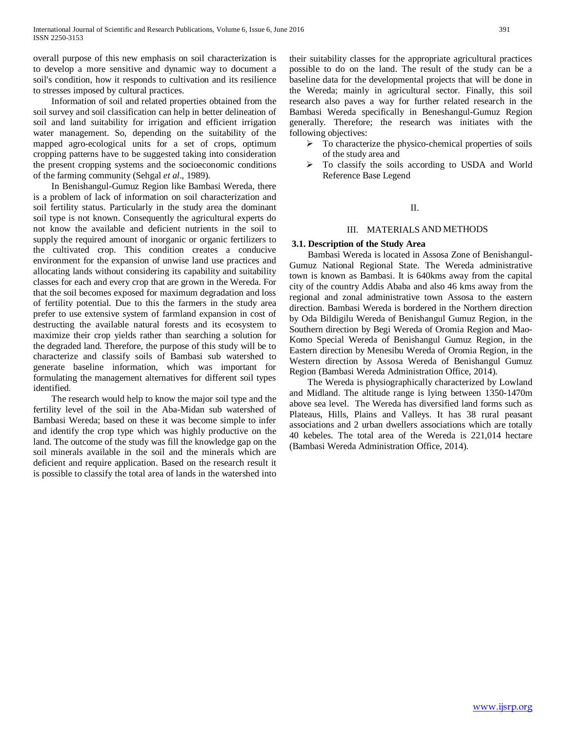overall purpose of this new emphasis on soil characterization is to develop a more sensitive and dynamic way to document a soil's condition, how it responds to cultivation and its resilience to stresses imposed by cultural practices.

Information of soil and related properties obtained from the soil survey and soil classification can help in better delineation of soil and land suitability for irrigation and efficient irrigation water management. So, depending on the suitability of the mapped agro-ecological units for a set of crops, optimum cropping patterns have to be suggested taking into consideration the present cropping systems and the socioeconomic conditions of the farming community (Sehgal *et al*., 1989).

In Benishangul-Gumuz Region like Bambasi Wereda, there is a problem of lack of information on soil characterization and soil fertility status. Particularly in the study area the dominant soil type is not known. Consequently the agricultural experts do not know the available and deficient nutrients in the soil to supply the required amount of inorganic or organic fertilizers to the cultivated crop. This condition creates a conducive environment for the expansion of unwise land use practices and allocating lands without considering its capability and suitability classes for each and every crop that are grown in the Wereda. For that the soil becomes exposed for maximum degradation and loss of fertility potential. Due to this the farmers in the study area prefer to use extensive system of farmland expansion in cost of destructing the available natural forests and its ecosystem to maximize their crop yields rather than searching a solution for the degraded land. Therefore, the purpose of this study will be to characterize and classify soils of Bambasi sub watershed to generate baseline information, which was important for formulating the management alternatives for different soil types identified.

The research would help to know the major soil type and the fertility level of the soil in the Aba-Midan sub watershed of Bambasi Wereda; based on these it was become simple to infer and identify the crop type which was highly productive on the land. The outcome of the study was fill the knowledge gap on the soil minerals available in the soil and the minerals which are deficient and require application. Based on the research result it is possible to classify the total area of lands in the watershed into their suitability classes for the appropriate agricultural practices possible to do on the land. The result of the study can be a baseline data for the developmental projects that will be done in the Wereda; mainly in agricultural sector. Finally, this soil research also paves a way for further related research in the Bambasi Wereda specifically in Beneshangul-Gumuz Region generally. Therefore; the research was initiates with the following objectives:

- To characterize the physico-chemical properties of soils of the study area and
- To classify the soils according to USDA and World Reference Base Legend

## II.

## III. MATERIALS AND METHODS

### 3.1. Description of the Study Area

Bambasi Wereda is located in Assosa Zone of Benishangul-Gumuz National Regional State. The Wereda administrative town is known as Bambasi. It is 640kms away from the capital city of the country Addis Ababa and also 46 kms away from the regional and zonal administrative town Assosa to the eastern direction. Bambasi Wereda is bordered in the Northern direction by Oda Bildigilu Wereda of Benishangul Gumuz Region, in the Southern direction by Begi Wereda of Oromia Region and Mao-Komo Special Wereda of Benishangul Gumuz Region, in the Eastern direction by Menesibu Wereda of Oromia Region, in the Western direction by Assosa Wereda of Benishangul Gumuz Region (Bambasi Wereda Administration Office, 2014).

The Wereda is physiographically characterized by Lowland and Midland. The altitude range is lying between 1350-1470m above sea level. The Wereda has diversified land forms such as Plateaus, Hills, Plains and Valleys. It has 38 rural peasant associations and 2 urban dwellers associations which are totally 40 kebeles. The total area of the Wereda is 221,014 hectare (Bambasi Wereda Administration Office, 2014).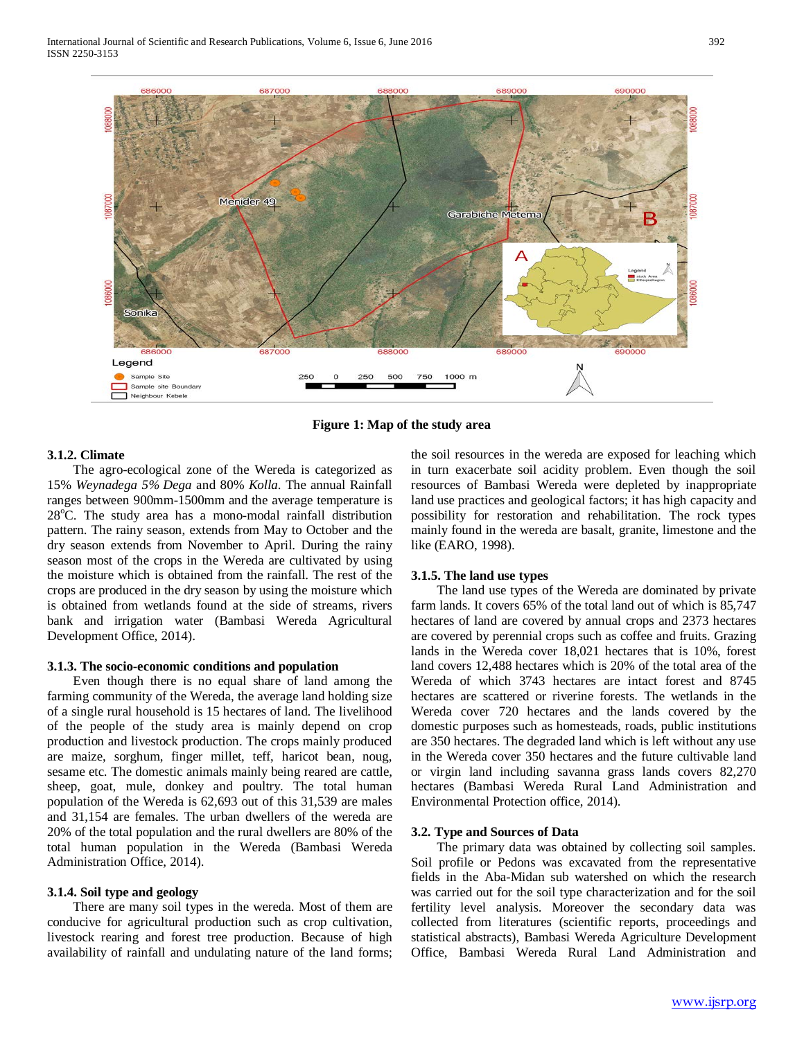Figure 1: Map of the study area

### 3.1.2. Climate

The agro-ecological zone of the Wereda is categorized as 15% *Weynadega 5% Dega* and 80% *Kolla*. The annual Rainfall ranges between 900mm-1500mm and the average temperature is 28°C. The study area has a mono-modal rainfall distribution pattern. The rainy season, extends from May to October and the dry season extends from November to April. During the rainy season most of the crops in the Wereda are cultivated by using the moisture which is obtained from the rainfall. The rest of the crops are produced in the dry season by using the moisture which is obtained from wetlands found at the side of streams, rivers bank and irrigation water (Bambasi Wereda Agricultural Development Office, 2014).

### 3.1.3. The socio-economic conditions and population

Even though there is no equal share of land among the farming community of the Wereda, the average land holding size of a single rural household is 15 hectares of land. The livelihood of the people of the study area is mainly depend on crop production and livestock production. The crops mainly produced are maize, sorghum, finger millet, teff, haricot bean, noug, sesame etc. The domestic animals mainly being reared are cattle, sheep, goat, mule, donkey and poultry. The total human population of the Wereda is 62,693 out of this 31,539 are males and 31,154 are females. The urban dwellers of the wereda are 20% of the total population and the rural dwellers are 80% of the total human population in the Wereda (Bambasi Wereda Administration Office, 2014).

### 3.1.4. Soil type and geology

There are many soil types in the wereda. Most of them are conducive for agricultural production such as crop cultivation, livestock rearing and forest tree production. Because of high availability of rainfall and undulating nature of the land forms; the soil resources in the wereda are exposed for leaching which in turn exacerbate soil acidity problem. Even though the soil resources of Bambasi Wereda were depleted by inappropriate land use practices and geological factors; it has high capacity and possibility for restoration and rehabilitation. The rock types mainly found in the wereda are basalt, granite, limestone and the like (EARO, 1998).

### 3.1.5. The land use types

The land use types of the Wereda are dominated by private farm lands. It covers 65% of the total land out of which is 85,747 hectares of land are covered by annual crops and 2373 hectares are covered by perennial crops such as coffee and fruits. Grazing lands in the Wereda cover 18,021 hectares that is 10%, forest land covers 12,488 hectares which is 20% of the total area of the Wereda of which 3743 hectares are intact forest and 8745 hectares are scattered or riverine forests. The wetlands in the Wereda cover 720 hectares and the lands covered by the domestic purposes such as homesteads, roads, public institutions are 350 hectares. The degraded land which is left without any use in the Wereda cover 350 hectares and the future cultivable land or virgin land including savanna grass lands covers 82,270 hectares (Bambasi Wereda Rural Land Administration and Environmental Protection office, 2014).

### 3.2. Type and Sources of Data

The primary data was obtained by collecting soil samples. Soil profile or Pedons was excavated from the representative fields in the Aba-Midan sub watershed on which the research was carried out for the soil type characterization and for the soil fertility level analysis. Moreover the secondary data was collected from literatures (scientific reports, proceedings and statistical abstracts), Bambasi Wereda Agriculture Development Office, Bambasi Wereda Rural Land Administration and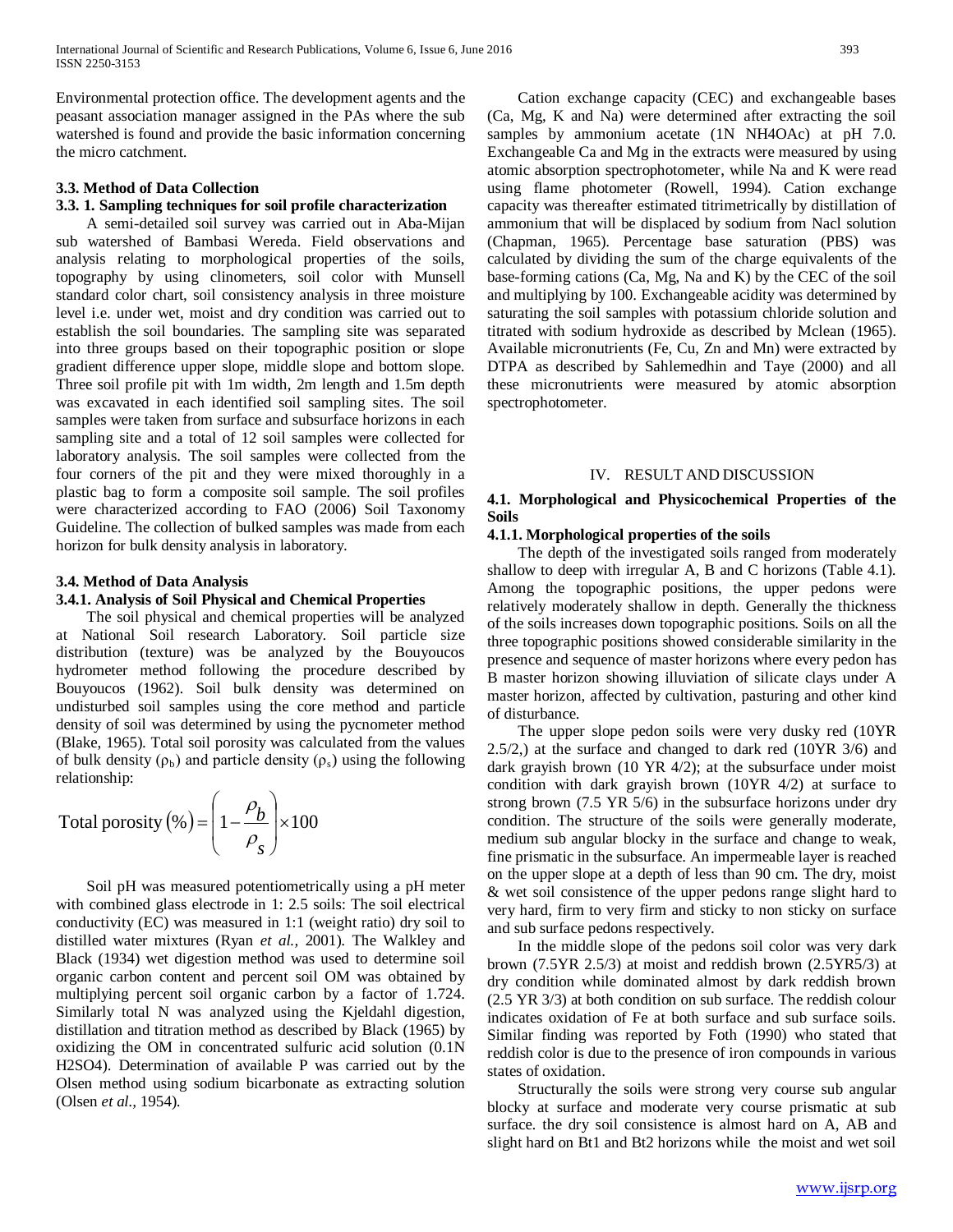Environmental protection office. The development agents and the peasant association manager assigned in the PAs where the sub watershed is found and provide the basic information concerning the micro catchment.

### 3.3. Method of Data Collection

#### 3.3. 1. Sampling techniques for soil profile characterization

A semi-detailed soil survey was carried out in Aba-Mijan sub watershed of Bambasi Wereda. Field observations and analysis relating to morphological properties of the soils, topography by using clinometers, soil color with Munsell standard color chart, soil consistency analysis in three moisture level i.e. under wet, moist and dry condition was carried out to establish the soil boundaries. The sampling site was separated into three groups based on their topographic position or slope gradient difference upper slope, middle slope and bottom slope. Three soil profile pit with 1m width, 2m length and 1.5m depth was excavated in each identified soil sampling sites. The soil samples were taken from surface and subsurface horizons in each sampling site and a total of 12 soil samples were collected for laboratory analysis. The soil samples were collected from the four corners of the pit and they were mixed thoroughly in a plastic bag to form a composite soil sample. The soil profiles were characterized according to FAO (2006) Soil Taxonomy Guideline. The collection of bulked samples was made from each horizon for bulk density analysis in laboratory.

### 3.4. Method of Data Analysis

#### 3.4.1. Analysis of Soil Physical and Chemical Properties

The soil physical and chemical properties will be analyzed at National Soil research Laboratory. Soil particle size distribution (texture) was be analyzed by the Bouyoucos hydrometer method following the procedure described by Bouyoucos (1962). Soil bulk density was determined on undisturbed soil samples using the core method and particle density of soil was determined by using the pycnometer method (Blake, 1965). Total soil porosity was calculated from the values of bulk density ($\rho_b$) and particle density ($\rho_s$) using the following relationship:

$$\text{Total porosity}\,(\%) = \left(1 - \frac{\rho_b}{\rho_s}\right) \times 100$$

Soil pH was measured potentiometrically using a pH meter with combined glass electrode in 1: 2.5 soils: The soil electrical conductivity (EC) was measured in 1:1 (weight ratio) dry soil to distilled water mixtures (Ryan *et al.,* 2001). The Walkley and Black (1934) wet digestion method was used to determine soil organic carbon content and percent soil OM was obtained by multiplying percent soil organic carbon by a factor of 1.724. Similarly total N was analyzed using the Kjeldahl digestion, distillation and titration method as described by Black (1965) by oxidizing the OM in concentrated sulfuric acid solution (0.1N $H_2SO_4$). Determination of available P was carried out by the Olsen method using sodium bicarbonate as extracting solution (Olsen *et al.,* 1954).

Cation exchange capacity (CEC) and exchangeable bases (Ca, Mg, K and Na) were determined after extracting the soil samples by ammonium acetate (1N $NH_4OAc$) at pH 7.0. Exchangeable Ca and Mg in the extracts were measured by using atomic absorption spectrophotometer, while Na and K were read using flame photometer (Rowell, 1994). Cation exchange capacity was thereafter estimated titrimetrically by distillation of ammonium that will be displaced by sodium from Nacl solution (Chapman, 1965). Percentage base saturation (PBS) was calculated by dividing the sum of the charge equivalents of the base-forming cations (Ca, Mg, Na and K) by the CEC of the soil and multiplying by 100. Exchangeable acidity was determined by saturating the soil samples with potassium chloride solution and titrated with sodium hydroxide as described by Mclean (1965). Available micronutrients (Fe, Cu, Zn and Mn) were extracted by DTPA as described by Sahlemedhin and Taye (2000) and all these micronutrients were measured by atomic absorption spectrophotometer.

## IV. RESULT AND DISCUSSION

### 4.1. Morphological and Physicochemical Properties of the Soils

#### 4.1.1. Morphological properties of the soils

The depth of the investigated soils ranged from moderately shallow to deep with irregular A, B and C horizons (Table 4.1). Among the topographic positions, the upper pedons were relatively moderately shallow in depth. Generally the thickness of the soils increases down topographic positions. Soils on all the three topographic positions showed considerable similarity in the presence and sequence of master horizons where every pedon has B master horizon showing illuviation of silicate clays under A master horizon, affected by cultivation, pasturing and other kind of disturbance.

The upper slope pedon soils were very dusky red (10YR 2.5/2,) at the surface and changed to dark red (10YR 3/6) and dark grayish brown (10 YR 4/2); at the subsurface under moist condition with dark grayish brown (10YR 4/2) at surface to strong brown (7.5 YR 5/6) in the subsurface horizons under dry condition. The structure of the soils were generally moderate, medium sub angular blocky in the surface and change to weak, fine prismatic in the subsurface. An impermeable layer is reached on the upper slope at a depth of less than 90 cm. The dry, moist & wet soil consistence of the upper pedons range slight hard to very hard, firm to very firm and sticky to non sticky on surface and sub surface pedons respectively.

In the middle slope of the pedons soil color was very dark brown (7.5YR 2.5/3) at moist and reddish brown (2.5YR5/3) at dry condition while dominated almost by dark reddish brown (2.5 YR 3/3) at both condition on sub surface. The reddish colour indicates oxidation of Fe at both surface and sub surface soils. Similar finding was reported by Foth (1990) who stated that reddish color is due to the presence of iron compounds in various states of oxidation.

Structurally the soils were strong very course sub angular blocky at surface and moderate very course prismatic at sub surface. the dry soil consistence is almost hard on A, AB and slight hard on Bt1 and Bt2 horizons while the moist and wet soil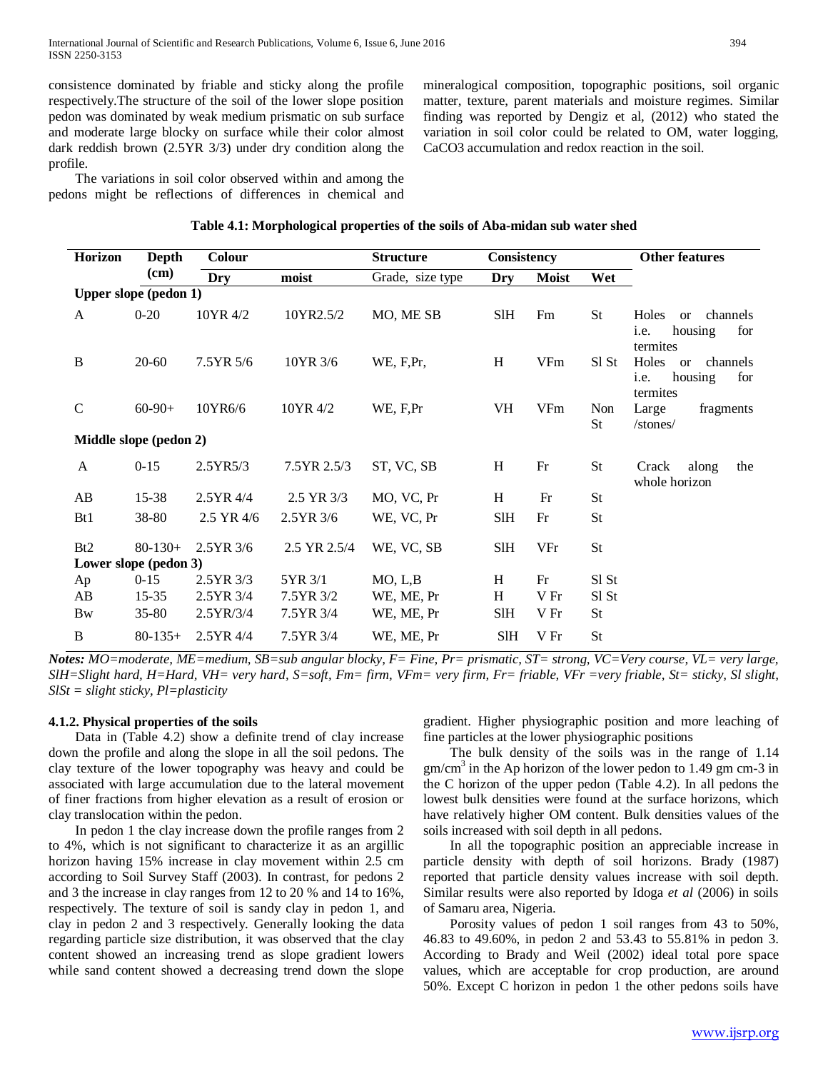consistence dominated by friable and sticky along the profile respectively.The structure of the soil of the lower slope position pedon was dominated by weak medium prismatic on sub surface and moderate large blocky on surface while their color almost dark reddish brown (2.5YR 3/3) under dry condition along the profile.

The variations in soil color observed within and among the pedons might be reflections of differences in chemical and mineralogical composition, topographic positions, soil organic matter, texture, parent materials and moisture regimes. Similar finding was reported by Dengiz et al, (2012) who stated the variation in soil color could be related to OM, water logging, CaCO3 accumulation and redox reaction in the soil.

**Table 4.1: Morphological properties of the soils of Aba-midan sub water shed**

| Horizon | Depth (cm) | Colour | | Structure | Consistency | | | Other features |
|---|---|---|---|---|---|---|---|---|
| | | Dry | moist | Grade, size type | Dry | Moist | Wet | |
| **Upper slope (pedon 1)** | | | | | | | | |
| A | 0-20 | 10YR 4/2 | 10YR2.5/2 | MO, ME SB | SlH | Fm | St | Holes or channels i.e. housing for termites |
| B | 20-60 | 7.5YR 5/6 | 10YR 3/6 | WE, F,Pr, | H | VFm | Sl St | Holes or channels i.e. housing for termites |
| C | 60-90+ | 10YR6/6 | 10YR 4/2 | WE, F,Pr | VH | VFm | Non St | Large fragments /stones/ |
| **Middle slope (pedon 2)** | | | | | | | | |
| A | 0-15 | 2.5YR5/3 | 7.5YR 2.5/3 | ST, VC, SB | H | Fr | St | Crack along the whole horizon |
| AB | 15-38 | 2.5YR 4/4 | 2.5 YR 3/3 | MO, VC, Pr | H | Fr | St | |
| Bt1 | 38-80 | 2.5 YR 4/6 | 2.5YR 3/6 | WE, VC, Pr | SlH | Fr | St | |
| Bt2 | 80-130+ | 2.5YR 3/6 | 2.5 YR 2.5/4 | WE, VC, SB | SlH | VFr | St | |
| **Lower slope (pedon 3)** | | | | | | | | |
| Ap | 0-15 | 2.5YR 3/3 | 5YR 3/1 | MO, L,B | H | Fr | Sl St | |
| AB | 15-35 | 2.5YR 3/4 | 7.5YR 3/2 | WE, ME, Pr | H | V Fr | Sl St | |
| Bw | 35-80 | 2.5YR/3/4 | 7.5YR 3/4 | WE, ME, Pr | SlH | V Fr | St | |
| B | 80-135+ | 2.5YR 4/4 | 7.5YR 3/4 | WE, ME, Pr | SlH | V Fr | St | |

***Notes:** MO=moderate, ME=medium, SB=sub angular blocky, F= Fine, Pr= prismatic, ST= strong, VC=Very course, VL= very large, SlH=Slight hard, H=Hard, VH= very hard, S=soft, Fm= firm, VFm= very firm, Fr= friable, VFr =very friable, St= sticky, Sl slight, SlSt = slight sticky, Pl=plasticity*

### 4.1.2. Physical properties of the soils

Data in (Table 4.2) show a definite trend of clay increase down the profile and along the slope in all the soil pedons. The clay texture of the lower topography was heavy and could be associated with large accumulation due to the lateral movement of finer fractions from higher elevation as a result of erosion or clay translocation within the pedon.

In pedon 1 the clay increase down the profile ranges from 2 to 4%, which is not significant to characterize it as an argillic horizon having 15% increase in clay movement within 2.5 cm according to Soil Survey Staff (2003). In contrast, for pedons 2 and 3 the increase in clay ranges from 12 to 20 % and 14 to 16%, respectively. The texture of soil is sandy clay in pedon 1, and clay in pedon 2 and 3 respectively. Generally looking the data regarding particle size distribution, it was observed that the clay content showed an increasing trend as slope gradient lowers while sand content showed a decreasing trend down the slope gradient. Higher physiographic position and more leaching of fine particles at the lower physiographic positions

The bulk density of the soils was in the range of 1.14 gm/cm$^3$ in the Ap horizon of the lower pedon to 1.49 gm cm-3 in the C horizon of the upper pedon (Table 4.2). In all pedons the lowest bulk densities were found at the surface horizons, which have relatively higher OM content. Bulk densities values of the soils increased with soil depth in all pedons.

In all the topographic position an appreciable increase in particle density with depth of soil horizons. Brady (1987) reported that particle density values increase with soil depth. Similar results were also reported by Idoga *et al* (2006) in soils of Samaru area, Nigeria.

Porosity values of pedon 1 soil ranges from 43 to 50%, 46.83 to 49.60%, in pedon 2 and 53.43 to 55.81% in pedon 3. According to Brady and Weil (2002) ideal total pore space values, which are acceptable for crop production, are around 50%. Except C horizon in pedon 1 the other pedons soils have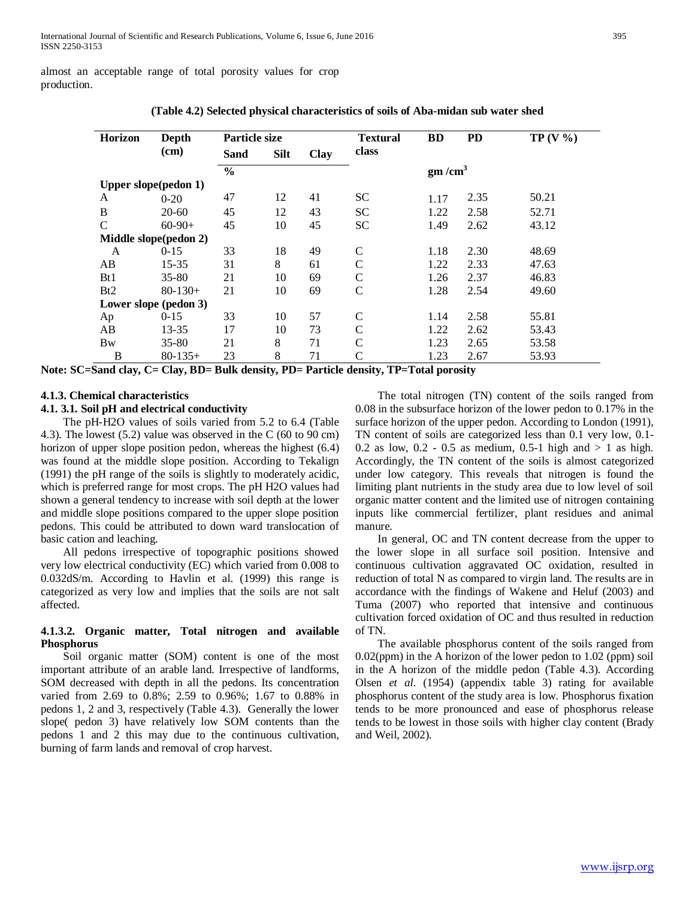almost an acceptable range of total porosity values for crop production.

**(Table 4.2) Selected physical characteristics of soils of Aba-midan sub water shed**

| Horizon | Depth (cm) | Particle size | | | Textural class | BD | PD | TP (V %) |
|---|---|---|---|---|---|---|---|---|
| | | Sand | Silt | Clay | | | | |
| | | % | | | | gm /cm$^3$ | | |
| **Upper slope(pedon 1)** | | | | | | | | |
| A | 0-20 | 47 | 12 | 41 | SC | 1.17 | 2.35 | 50.21 |
| B | 20-60 | 45 | 12 | 43 | SC | 1.22 | 2.58 | 52.71 |
| C | 60-90+ | 45 | 10 | 45 | SC | 1.49 | 2.62 | 43.12 |
| **Middle slope(pedon 2)** | | | | | | | | |
| A | 0-15 | 33 | 18 | 49 | C | 1.18 | 2.30 | 48.69 |
| AB | 15-35 | 31 | 8 | 61 | C | 1.22 | 2.33 | 47.63 |
| Bt1 | 35-80 | 21 | 10 | 69 | C | 1.26 | 2.37 | 46.83 |
| Bt2 | 80-130+ | 21 | 10 | 69 | C | 1.28 | 2.54 | 49.60 |
| **Lower slope (pedon 3)** | | | | | | | | |
| Ap | 0-15 | 33 | 10 | 57 | C | 1.14 | 2.58 | 55.81 |
| AB | 13-35 | 17 | 10 | 73 | C | 1.22 | 2.62 | 53.43 |
| Bw | 35-80 | 21 | 8 | 71 | C | 1.23 | 2.65 | 53.58 |
| B | 80-135+ | 23 | 8 | 71 | C | 1.23 | 2.67 | 53.93 |

**Note: SC=Sand clay, C= Clay, BD= Bulk density, PD= Particle density, TP=Total porosity**

#### 4.1.3. Chemical characteristics

#### 4.1. 3.1. Soil pH and electrical conductivity

The pH-H2O values of soils varied from 5.2 to 6.4 (Table 4.3). The lowest (5.2) value was observed in the C (60 to 90 cm) horizon of upper slope position pedon, whereas the highest (6.4) was found at the middle slope position. According to Tekalign (1991) the pH range of the soils is slightly to moderately acidic, which is preferred range for most crops. The pH H2O values had shown a general tendency to increase with soil depth at the lower and middle slope positions compared to the upper slope position pedons. This could be attributed to down ward translocation of basic cation and leaching.

All pedons irrespective of topographic positions showed very low electrical conductivity (EC) which varied from 0.008 to 0.032dS/m. According to Havlin et al. (1999) this range is categorized as very low and implies that the soils are not salt affected.

#### 4.1.3.2. Organic matter, Total nitrogen and available Phosphorus

Soil organic matter (SOM) content is one of the most important attribute of an arable land. Irrespective of landforms, SOM decreased with depth in all the pedons. Its concentration varied from 2.69 to 0.8%; 2.59 to 0.96%; 1.67 to 0.88% in pedons 1, 2 and 3, respectively (Table 4.3). Generally the lower slope( pedon 3) have relatively low SOM contents than the pedons 1 and 2 this may due to the continuous cultivation, burning of farm lands and removal of crop harvest.

The total nitrogen (TN) content of the soils ranged from 0.08 in the subsurface horizon of the lower pedon to 0.17% in the surface horizon of the upper pedon. According to London (1991), TN content of soils are categorized less than 0.1 very low, 0.1-0.2 as low, 0.2 - 0.5 as medium, 0.5-1 high and > 1 as high. Accordingly, the TN content of the soils is almost categorized under low category. This reveals that nitrogen is found the limiting plant nutrients in the study area due to low level of soil organic matter content and the limited use of nitrogen containing inputs like commercial fertilizer, plant residues and animal manure.

In general, OC and TN content decrease from the upper to the lower slope in all surface soil position. Intensive and continuous cultivation aggravated OC oxidation, resulted in reduction of total N as compared to virgin land. The results are in accordance with the findings of Wakene and Heluf (2003) and Tuma (2007) who reported that intensive and continuous cultivation forced oxidation of OC and thus resulted in reduction of TN.

The available phosphorus content of the soils ranged from 0.02(ppm) in the A horizon of the lower pedon to 1.02 (ppm) soil in the A horizon of the middle pedon (Table 4.3). According Olsen *et al.* (1954) (appendix table 3) rating for available phosphorus content of the study area is low. Phosphorus fixation tends to be more pronounced and ease of phosphorus release tends to be lowest in those soils with higher clay content (Brady and Weil, 2002).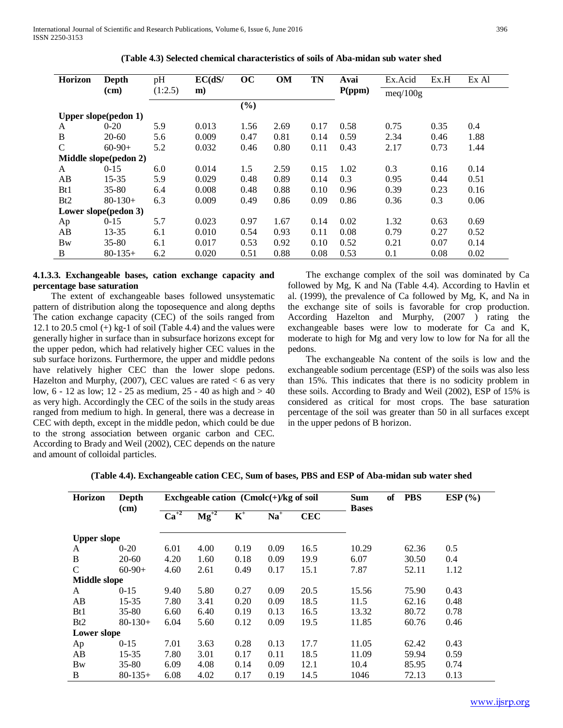(Table 4.3) Selected chemical characteristics of soils of Aba-midan sub water shed

| Horizon | Depth (cm) | pH (1:2.5) | EC(dS/m) | OC | OM | TN | Avai P(ppm) | Ex.Acid | Ex.H | Ex Al |
|---|---|---|---|---|---|---|---|---|---|---|
| | | | | (%) | | | | meq/100g | | |
| **Upper slope(pedon 1)** | | | | | | | | | | |
| A | 0-20 | 5.9 | 0.013 | 1.56 | 2.69 | 0.17 | 0.58 | 0.75 | 0.35 | 0.4 |
| B | 20-60 | 5.6 | 0.009 | 0.47 | 0.81 | 0.14 | 0.59 | 2.34 | 0.46 | 1.88 |
| C | 60-90+ | 5.2 | 0.032 | 0.46 | 0.80 | 0.11 | 0.43 | 2.17 | 0.73 | 1.44 |
| **Middle slope(pedon 2)** | | | | | | | | | | |
| A | 0-15 | 6.0 | 0.014 | 1.5 | 2.59 | 0.15 | 1.02 | 0.3 | 0.16 | 0.14 |
| AB | 15-35 | 5.9 | 0.029 | 0.48 | 0.89 | 0.14 | 0.3 | 0.95 | 0.44 | 0.51 |
| Bt1 | 35-80 | 6.4 | 0.008 | 0.48 | 0.88 | 0.10 | 0.96 | 0.39 | 0.23 | 0.16 |
| Bt2 | 80-130+ | 6.3 | 0.009 | 0.49 | 0.86 | 0.09 | 0.86 | 0.36 | 0.3 | 0.06 |
| **Lower slope(pedon 3)** | | | | | | | | | | |
| Ap | 0-15 | 5.7 | 0.023 | 0.97 | 1.67 | 0.14 | 0.02 | 1.32 | 0.63 | 0.69 |
| AB | 13-35 | 6.1 | 0.010 | 0.54 | 0.93 | 0.11 | 0.08 | 0.79 | 0.27 | 0.52 |
| Bw | 35-80 | 6.1 | 0.017 | 0.53 | 0.92 | 0.10 | 0.52 | 0.21 | 0.07 | 0.14 |
| B | 80-135+ | 6.2 | 0.020 | 0.51 | 0.88 | 0.08 | 0.53 | 0.1 | 0.08 | 0.02 |

#### 4.1.3.3. Exchangeable bases, cation exchange capacity and percentage base saturation

The extent of exchangeable bases followed unsystematic pattern of distribution along the toposequence and along depths The cation exchange capacity (CEC) of the soils ranged from 12.1 to 20.5 cmol (+) kg-1 of soil (Table 4.4) and the values were generally higher in surface than in subsurface horizons except for the upper pedon, which had relatively higher CEC values in the sub surface horizons. Furthermore, the upper and middle pedons have relatively higher CEC than the lower slope pedons. Hazelton and Murphy, (2007), CEC values are rated < 6 as very low, 6 - 12 as low; 12 - 25 as medium, 25 - 40 as high and > 40 as very high. Accordingly the CEC of the soils in the study areas ranged from medium to high. In general, there was a decrease in CEC with depth, except in the middle pedon, which could be due to the strong association between organic carbon and CEC. According to Brady and Weil (2002), CEC depends on the nature and amount of colloidal particles.

The exchange complex of the soil was dominated by Ca followed by Mg, K and Na (Table 4.4). According to Havlin et al. (1999), the prevalence of Ca followed by Mg, K, and Na in the exchange site of soils is favorable for crop production. According Hazelton and Murphy, (2007 ) rating the exchangeable bases were low to moderate for Ca and K, moderate to high for Mg and very low to low for Na for all the pedons.

The exchangeable Na content of the soils is low and the exchangeable sodium percentage (ESP) of the soils was also less than 15%. This indicates that there is no sodicity problem in these soils. According to Brady and Weil (2002), ESP of 15% is considered as critical for most crops. The base saturation percentage of the soil was greater than 50 in all surfaces except in the upper pedons of B horizon.

(Table 4.4). Exchangeable cation CEC, Sum of bases, PBS and ESP of Aba-midan sub water shed

| Horizon | Depth (cm) | Exchgeable cation (Cmolc(+)/kg of soil | | | | | Sum of Bases | PBS | ESP (%) |
|---|---|---|---|---|---|---|---|---|---|
| | | $Ca^{+2}$ | $Mg^{+2}$ | $K^{+}$ | $Na^{+}$ | CEC | | | |
| **Upper slope** | | | | | | | | | |
| A | 0-20 | 6.01 | 4.00 | 0.19 | 0.09 | 16.5 | 10.29 | 62.36 | 0.5 |
| B | 20-60 | 4.20 | 1.60 | 0.18 | 0.09 | 19.9 | 6.07 | 30.50 | 0.4 |
| C | 60-90+ | 4.60 | 2.61 | 0.49 | 0.17 | 15.1 | 7.87 | 52.11 | 1.12 |
| **Middle slope** | | | | | | | | | |
| A | 0-15 | 9.40 | 5.80 | 0.27 | 0.09 | 20.5 | 15.56 | 75.90 | 0.43 |
| AB | 15-35 | 7.80 | 3.41 | 0.20 | 0.09 | 18.5 | 11.5 | 62.16 | 0.48 |
| Bt1 | 35-80 | 6.60 | 6.40 | 0.19 | 0.13 | 16.5 | 13.32 | 80.72 | 0.78 |
| Bt2 | 80-130+ | 6.04 | 5.60 | 0.12 | 0.09 | 19.5 | 11.85 | 60.76 | 0.46 |
| **Lower slope** | | | | | | | | | |
| Ap | 0-15 | 7.01 | 3.63 | 0.28 | 0.13 | 17.7 | 11.05 | 62.42 | 0.43 |
| AB | 15-35 | 7.80 | 3.01 | 0.17 | 0.11 | 18.5 | 11.09 | 59.94 | 0.59 |
| Bw | 35-80 | 6.09 | 4.08 | 0.14 | 0.09 | 12.1 | 10.4 | 85.95 | 0.74 |
| B | 80-135+ | 6.08 | 4.02 | 0.17 | 0.19 | 14.5 | 1046 | 72.13 | 0.13 |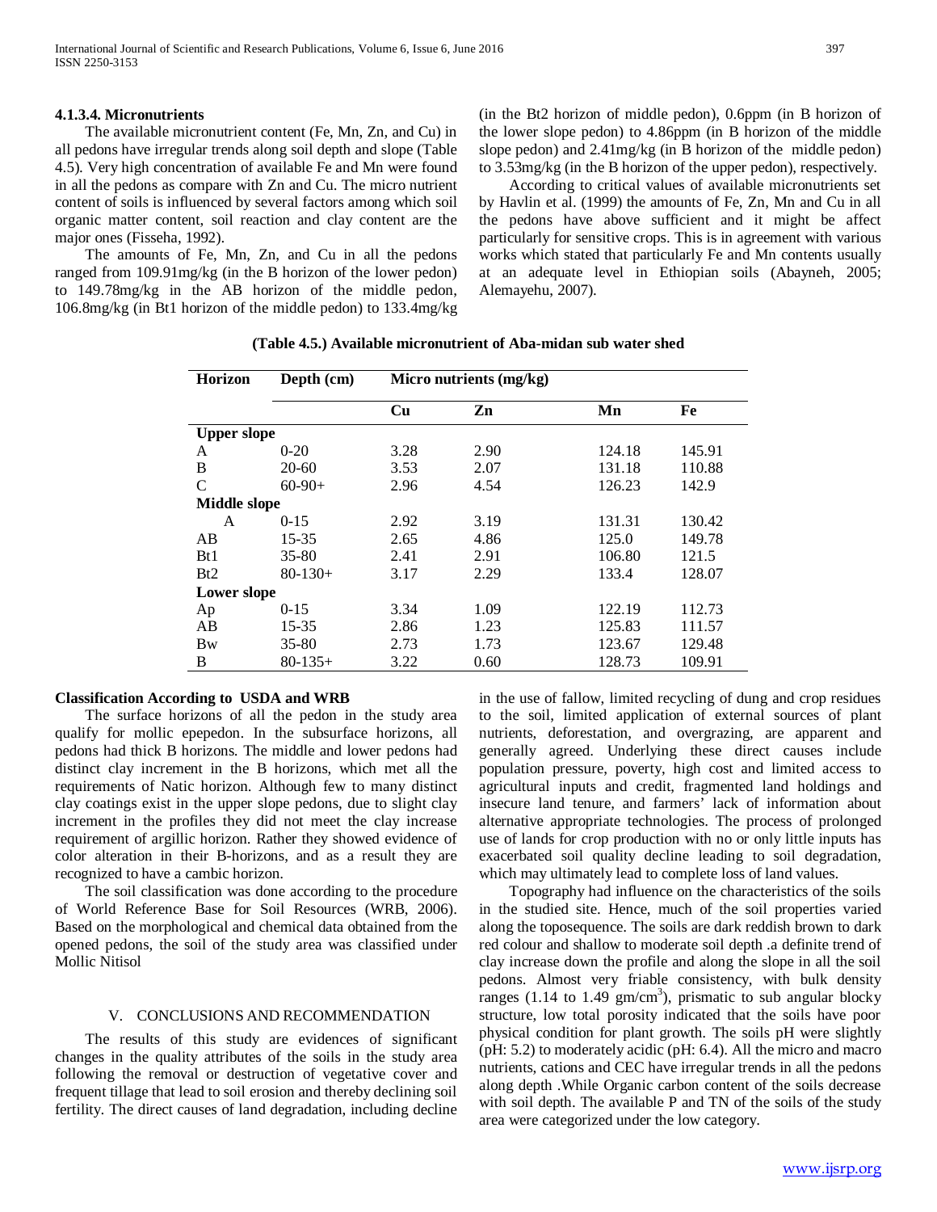#### 4.1.3.4. Micronutrients

The available micronutrient content (Fe, Mn, Zn, and Cu) in all pedons have irregular trends along soil depth and slope (Table 4.5). Very high concentration of available Fe and Mn were found in all the pedons as compare with Zn and Cu. The micro nutrient content of soils is influenced by several factors among which soil organic matter content, soil reaction and clay content are the major ones (Fisseha, 1992).

The amounts of Fe, Mn, Zn, and Cu in all the pedons ranged from 109.91mg/kg (in the B horizon of the lower pedon) to 149.78mg/kg in the AB horizon of the middle pedon, 106.8mg/kg (in Bt1 horizon of the middle pedon) to 133.4mg/kg (in the Bt2 horizon of middle pedon), 0.6ppm (in B horizon of the lower slope pedon) to 4.86ppm (in B horizon of the middle slope pedon) and 2.41mg/kg (in B horizon of the middle pedon) to 3.53mg/kg (in the B horizon of the upper pedon), respectively.

According to critical values of available micronutrients set by Havlin et al. (1999) the amounts of Fe, Zn, Mn and Cu in all the pedons have above sufficient and it might be affect particularly for sensitive crops. This is in agreement with various works which stated that particularly Fe and Mn contents usually at an adequate level in Ethiopian soils (Abayneh, 2005; Alemayehu, 2007).

**(Table 4.5.) Available micronutrient of Aba-midan sub water shed**

| Horizon | Depth (cm) | Micro nutrients (mg/kg) | | | |
|---|---|---|---|---|---|
| | | **Cu** | **Zn** | **Mn** | **Fe** |
| **Upper slope** | | | | | |
| A | 0-20 | 3.28 | 2.90 | 124.18 | 145.91 |
| B | 20-60 | 3.53 | 2.07 | 131.18 | 110.88 |
| C | 60-90+ | 2.96 | 4.54 | 126.23 | 142.9 |
| **Middle slope** | | | | | |
| A | 0-15 | 2.92 | 3.19 | 131.31 | 130.42 |
| AB | 15-35 | 2.65 | 4.86 | 125.0 | 149.78 |
| Bt1 | 35-80 | 2.41 | 2.91 | 106.80 | 121.5 |
| Bt2 | 80-130+ | 3.17 | 2.29 | 133.4 | 128.07 |
| **Lower slope** | | | | | |
| Ap | 0-15 | 3.34 | 1.09 | 122.19 | 112.73 |
| AB | 15-35 | 2.86 | 1.23 | 125.83 | 111.57 |
| Bw | 35-80 | 2.73 | 1.73 | 123.67 | 129.48 |
| B | 80-135+ | 3.22 | 0.60 | 128.73 | 109.91 |

#### Classification According to USDA and WRB

The surface horizons of all the pedon in the study area qualify for mollic epepedon. In the subsurface horizons, all pedons had thick B horizons. The middle and lower pedons had distinct clay increment in the B horizons, which met all the requirements of Natic horizon. Although few to many distinct clay coatings exist in the upper slope pedons, due to slight clay increment in the profiles they did not meet the clay increase requirement of argillic horizon. Rather they showed evidence of color alteration in their B-horizons, and as a result they are recognized to have a cambic horizon.

The soil classification was done according to the procedure of World Reference Base for Soil Resources (WRB, 2006). Based on the morphological and chemical data obtained from the opened pedons, the soil of the study area was classified under Mollic Nitisol

## V. CONCLUSIONS AND RECOMMENDATION

The results of this study are evidences of significant changes in the quality attributes of the soils in the study area following the removal or destruction of vegetative cover and frequent tillage that lead to soil erosion and thereby declining soil fertility. The direct causes of land degradation, including decline in the use of fallow, limited recycling of dung and crop residues to the soil, limited application of external sources of plant nutrients, deforestation, and overgrazing, are apparent and generally agreed. Underlying these direct causes include population pressure, poverty, high cost and limited access to agricultural inputs and credit, fragmented land holdings and insecure land tenure, and farmers' lack of information about alternative appropriate technologies. The process of prolonged use of lands for crop production with no or only little inputs has exacerbated soil quality decline leading to soil degradation, which may ultimately lead to complete loss of land values.

Topography had influence on the characteristics of the soils in the studied site. Hence, much of the soil properties varied along the toposequence. The soils are dark reddish brown to dark red colour and shallow to moderate soil depth .a definite trend of clay increase down the profile and along the slope in all the soil pedons. Almost very friable consistency, with bulk density ranges (1.14 to 1.49 gm/cm$^3$), prismatic to sub angular blocky structure, low total porosity indicated that the soils have poor physical condition for plant growth. The soils pH were slightly (pH: 5.2) to moderately acidic (pH: 6.4). All the micro and macro nutrients, cations and CEC have irregular trends in all the pedons along depth .While Organic carbon content of the soils decrease with soil depth. The available P and TN of the soils of the study area were categorized under the low category.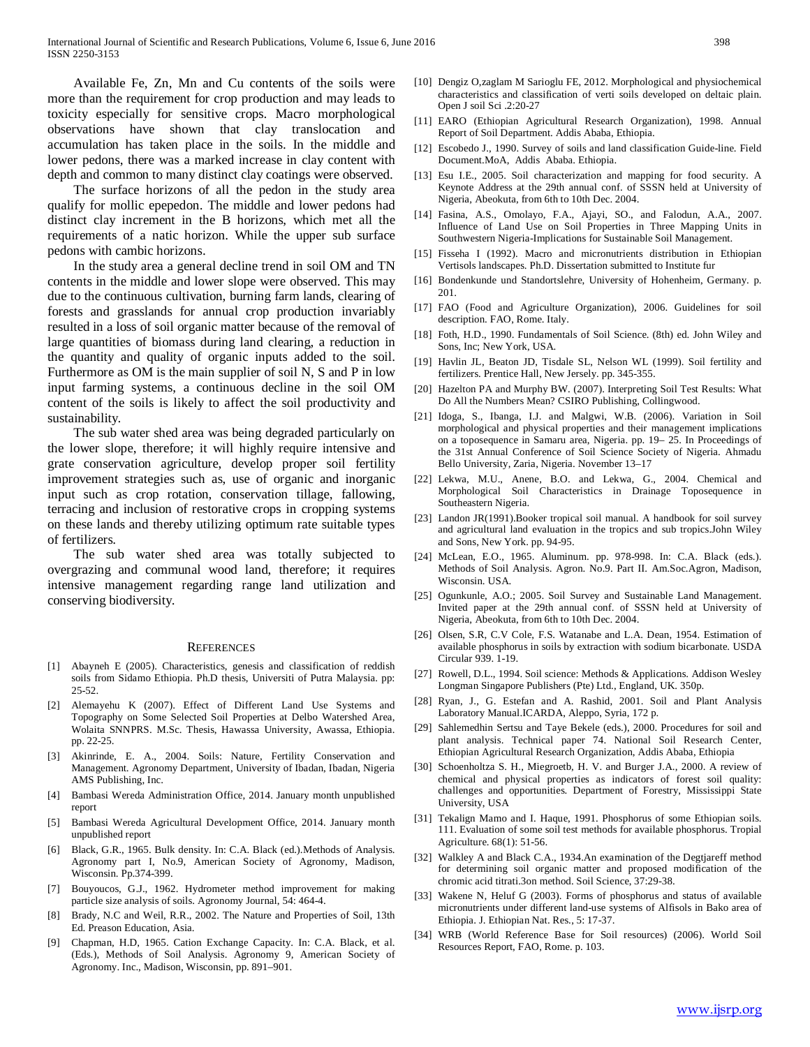Available Fe, Zn, Mn and Cu contents of the soils were more than the requirement for crop production and may leads to toxicity especially for sensitive crops. Macro morphological observations have shown that clay translocation and accumulation has taken place in the soils. In the middle and lower pedons, there was a marked increase in clay content with depth and common to many distinct clay coatings were observed.

The surface horizons of all the pedon in the study area qualify for mollic epepedon. The middle and lower pedons had distinct clay increment in the B horizons, which met all the requirements of a natic horizon. While the upper sub surface pedons with cambic horizons.

In the study area a general decline trend in soil OM and TN contents in the middle and lower slope were observed. This may due to the continuous cultivation, burning farm lands, clearing of forests and grasslands for annual crop production invariably resulted in a loss of soil organic matter because of the removal of large quantities of biomass during land clearing, a reduction in the quantity and quality of organic inputs added to the soil. Furthermore as OM is the main supplier of soil N, S and P in low input farming systems, a continuous decline in the soil OM content of the soils is likely to affect the soil productivity and sustainability.

The sub water shed area was being degraded particularly on the lower slope, therefore; it will highly require intensive and grate conservation agriculture, develop proper soil fertility improvement strategies such as, use of organic and inorganic input such as crop rotation, conservation tillage, fallowing, terracing and inclusion of restorative crops in cropping systems on these lands and thereby utilizing optimum rate suitable types of fertilizers.

The sub water shed area was totally subjected to overgrazing and communal wood land, therefore; it requires intensive management regarding range land utilization and conserving biodiversity.

## References

[1] Abayneh E (2005). Characteristics, genesis and classification of reddish soils from Sidamo Ethiopia. Ph.D thesis, Universiti of Putra Malaysia. pp: 25-52.

[2] Alemayehu K (2007). Effect of Different Land Use Systems and Topography on Some Selected Soil Properties at Delbo Watershed Area, Wolaita SNNPRS. M.Sc. Thesis, Hawassa University, Awassa, Ethiopia. pp. 22-25.

[3] Akinrinde, E. A., 2004. Soils: Nature, Fertility Conservation and Management. Agronomy Department, University of Ibadan, Ibadan, Nigeria AMS Publishing, Inc.

[4] Bambasi Wereda Administration Office, 2014. January month unpublished report

[5] Bambasi Wereda Agricultural Development Office, 2014. January month unpublished report

[6] Black, G.R., 1965. Bulk density. In: C.A. Black (ed.).Methods of Analysis. Agronomy part I, No.9, American Society of Agronomy, Madison, Wisconsin. Pp.374-399.

[7] Bouyoucos, G.J., 1962. Hydrometer method improvement for making particle size analysis of soils. Agronomy Journal, 54: 464-4.

[8] Brady, N.C and Weil, R.R., 2002. The Nature and Properties of Soil, 13th Ed. Preason Education, Asia.

[9] Chapman, H.D, 1965. Cation Exchange Capacity. In: C.A. Black, et al. (Eds.), Methods of Soil Analysis. Agronomy 9, American Society of Agronomy. Inc., Madison, Wisconsin, pp. 891–901.

[10] Dengiz O,zaglam M Sarioglu FE, 2012. Morphological and physiochemical characteristics and classification of verti soils developed on deltaic plain. Open J soil Sci .2:20-27

[11] EARO (Ethiopian Agricultural Research Organization), 1998. Annual Report of Soil Department. Addis Ababa, Ethiopia.

[12] Escobedo J., 1990. Survey of soils and land classification Guide-line. Field Document.MoA, Addis Ababa. Ethiopia.

[13] Esu I.E., 2005. Soil characterization and mapping for food security. A Keynote Address at the 29th annual conf. of SSSN held at University of Nigeria, Abeokuta, from 6th to 10th Dec. 2004.

[14] Fasina, A.S., Omolayo, F.A., Ajayi, SO., and Falodun, A.A., 2007. Influence of Land Use on Soil Properties in Three Mapping Units in Southwestern Nigeria-Implications for Sustainable Soil Management.

[15] Fisseha I (1992). Macro and micronutrients distribution in Ethiopian Vertisols landscapes. Ph.D. Dissertation submitted to Institute fur

[16] Bondenkunde und Standortslehre, University of Hohenheim, Germany. p. 201.

[17] FAO (Food and Agriculture Organization), 2006. Guidelines for soil description. FAO, Rome. Italy.

[18] Foth, H.D., 1990. Fundamentals of Soil Science. (8th) ed. John Wiley and Sons, Inc; New York, USA.

[19] Havlin JL, Beaton JD, Tisdale SL, Nelson WL (1999). Soil fertility and fertilizers. Prentice Hall, New Jersely. pp. 345-355.

[20] Hazelton PA and Murphy BW. (2007). Interpreting Soil Test Results: What Do All the Numbers Mean? CSIRO Publishing, Collingwood.

[21] Idoga, S., Ibanga, I.J. and Malgwi, W.B. (2006). Variation in Soil morphological and physical properties and their management implications on a toposequence in Samaru area, Nigeria. pp. 19– 25. In Proceedings of the 31st Annual Conference of Soil Science Society of Nigeria. Ahmadu Bello University, Zaria, Nigeria. November 13–17

[22] Lekwa, M.U., Anene, B.O. and Lekwa, G., 2004. Chemical and Morphological Soil Characteristics in Drainage Toposequence in Southeastern Nigeria.

[23] Landon JR(1991).Booker tropical soil manual. A handbook for soil survey and agricultural land evaluation in the tropics and sub tropics.John Wiley and Sons, New York. pp. 94-95.

[24] McLean, E.O., 1965. Aluminum. pp. 978-998. In: C.A. Black (eds.). Methods of Soil Analysis. Agron. No.9. Part II. Am.Soc.Agron, Madison, Wisconsin. USA.

[25] Ogunkunle, A.O.; 2005. Soil Survey and Sustainable Land Management. Invited paper at the 29th annual conf. of SSSN held at University of Nigeria, Abeokuta, from 6th to 10th Dec. 2004.

[26] Olsen, S.R, C.V Cole, F.S. Watanabe and L.A. Dean, 1954. Estimation of available phosphorus in soils by extraction with sodium bicarbonate. USDA Circular 939. 1-19.

[27] Rowell, D.L., 1994. Soil science: Methods & Applications. Addison Wesley Longman Singapore Publishers (Pte) Ltd., England, UK. 350p.

[28] Ryan, J., G. Estefan and A. Rashid, 2001. Soil and Plant Analysis Laboratory Manual.ICARDA, Aleppo, Syria, 172 p.

[29] Sahlemedhin Sertsu and Taye Bekele (eds.), 2000. Procedures for soil and plant analysis. Technical paper 74. National Soil Research Center, Ethiopian Agricultural Research Organization, Addis Ababa, Ethiopia

[30] Schoenholtza S. H., Miegroetb, H. V. and Burger J.A., 2000. A review of chemical and physical properties as indicators of forest soil quality: challenges and opportunities. Department of Forestry, Mississippi State University, USA

[31] Tekalign Mamo and I. Haque, 1991. Phosphorus of some Ethiopian soils. 111. Evaluation of some soil test methods for available phosphorus. Tropial Agriculture. 68(1): 51-56.

[32] Walkley A and Black C.A., 1934.An examination of the Degtjareff method for determining soil organic matter and proposed modification of the chromic acid titrati.3on method. Soil Science, 37:29-38.

[33] Wakene N, Heluf G (2003). Forms of phosphorus and status of available micronutrients under different land-use systems of Alfisols in Bako area of Ethiopia. J. Ethiopian Nat. Res., 5: 17-37.

[34] WRB (World Reference Base for Soil resources) (2006). World Soil Resources Report, FAO, Rome. p. 103.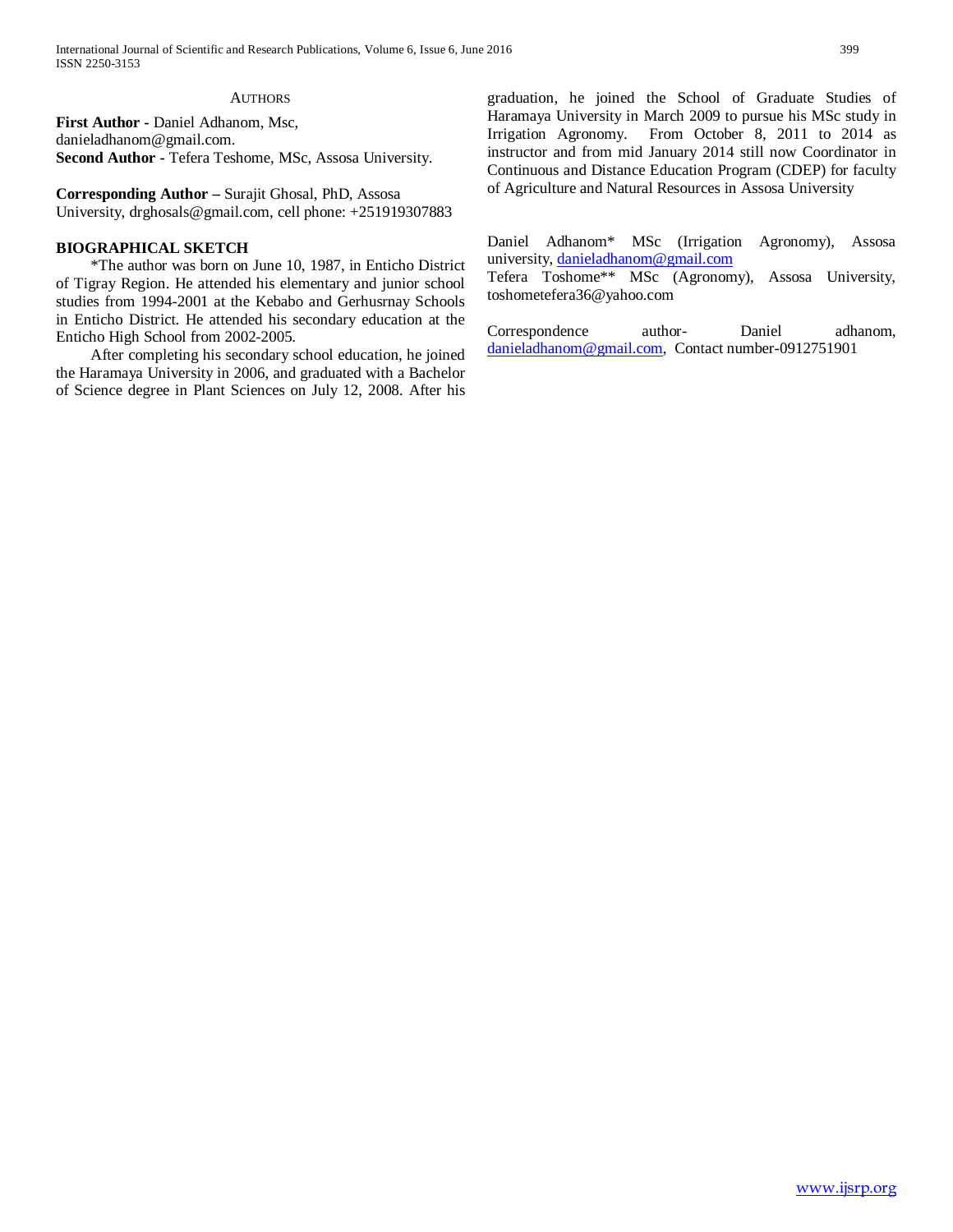## AUTHORS

**First Author** - Daniel Adhanom, Msc, danieladhanom@gmail.com.
**Second Author** - Tefera Teshome, MSc, Assosa University.

**Corresponding Author** – Surajit Ghosal, PhD, Assosa University, drghosals@gmail.com, cell phone: +251919307883

## BIOGRAPHICAL SKETCH

*The author was born on June 10, 1987, in Enticho District of Tigray Region. He attended his elementary and junior school studies from 1994-2001 at the Kebabo and Gerhusrnay Schools in Enticho District. He attended his secondary education at the Enticho High School from 2002-2005.

After completing his secondary school education, he joined the Haramaya University in 2006, and graduated with a Bachelor of Science degree in Plant Sciences on July 12, 2008. After his graduation, he joined the School of Graduate Studies of Haramaya University in March 2009 to pursue his MSc study in Irrigation Agronomy. From October 8, 2011 to 2014 as instructor and from mid January 2014 still now Coordinator in Continuous and Distance Education Program (CDEP) for faculty of Agriculture and Natural Resources in Assosa University

Daniel Adhanom* MSc (Irrigation Agronomy), Assosa university, danieladhanom@gmail.com
Tefera Toshome** MSc (Agronomy), Assosa University, toshometefera36@yahoo.com

Correspondence author- Daniel adhanom, danieladhanom@gmail.com, Contact number-0912751901